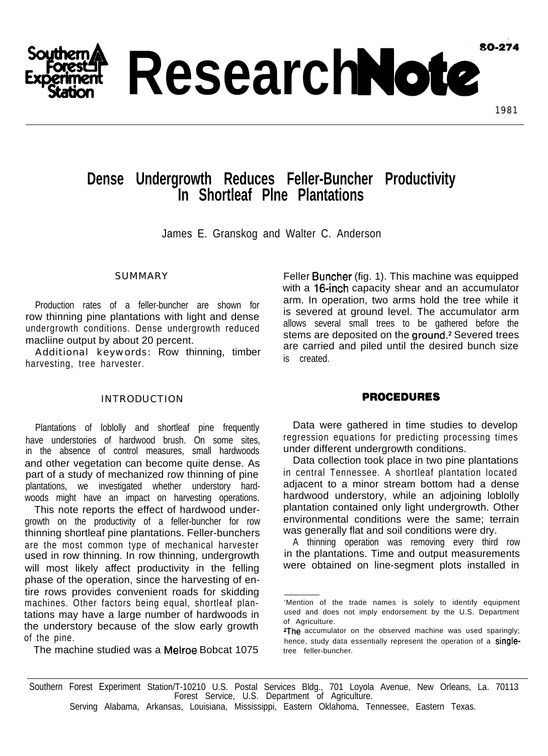# Research Note

SO-274

1981

## Dense Undergrowth Reduces Feller-Buncher Productivity In Shortleaf PIne Plantations

James E. Granskog and Walter C. Anderson

### SUMMARY

Production rates of a feller-buncher are shown for row thinning pine plantations with light and dense undergrowth conditions. Dense undergrowth reduced macliine output by about 20 percent.

Additional keywords: Row thinning, timber harvesting, tree harvester.

### INTRODUCTION

Plantations of loblolly and shortleaf pine frequently have understories of hardwood brush. On some sites, in the absence of control measures, small hardwoods and other vegetation can become quite dense. As part of a study of mechanized row thinning of pine plantations, we investigated whether understory hardwoods might have an impact on harvesting operations.

This note reports the effect of hardwood undergrowth on the productivity of a feller-buncher for row thinning shortleaf pine plantations. Feller-bunchers are the most common type of mechanical harvester used in row thinning. In row thinning, undergrowth will most likely affect productivity in the felling phase of the operation, since the harvesting of entire rows provides convenient roads for skidding machines. Other factors being equal, shortleaf plantations may have a large number of hardwoods in the understory because of the slow early growth of the pine.

The machine studied was a Melroe Bobcat 1075 Feller Buncher (fig. 1). This machine was equipped with a 16-inch capacity shear and an accumulator arm. In operation, two arms hold the tree while it is severed at ground level. The accumulator arm allows several small trees to be gathered before the stems are deposited on the ground.[2] Severed trees are carried and piled until the desired bunch size is created.

### PROCEDURES

Data were gathered in time studies to develop regression equations for predicting processing times under different undergrowth conditions.

Data collection took place in two pine plantations in central Tennessee. A shortleaf plantation located adjacent to a minor stream bottom had a dense hardwood understory, while an adjoining loblolly plantation contained only light undergrowth. Other environmental conditions were the same; terrain was generally flat and soil conditions were dry.

A thinning operation was removing every third row in the plantations. Time and output measurements were obtained on line-segment plots installed in

---

[1] Mention of the trade names is solely to identify equipment used and does not imply endorsement by the U.S. Department of Agriculture.

[2] The accumulator on the observed machine was used sparingly; hence, study data essentially represent the operation of a single-tree feller-buncher.

Southern Forest Experiment Station/T-10210 U.S. Postal Services Bldg., 701 Loyola Avenue, New Orleans, La. 70113
Forest Service, U.S. Department of Agriculture.
Serving Alabama, Arkansas, Louisiana, Mississippi, Eastern Oklahoma, Tennessee, Eastern Texas.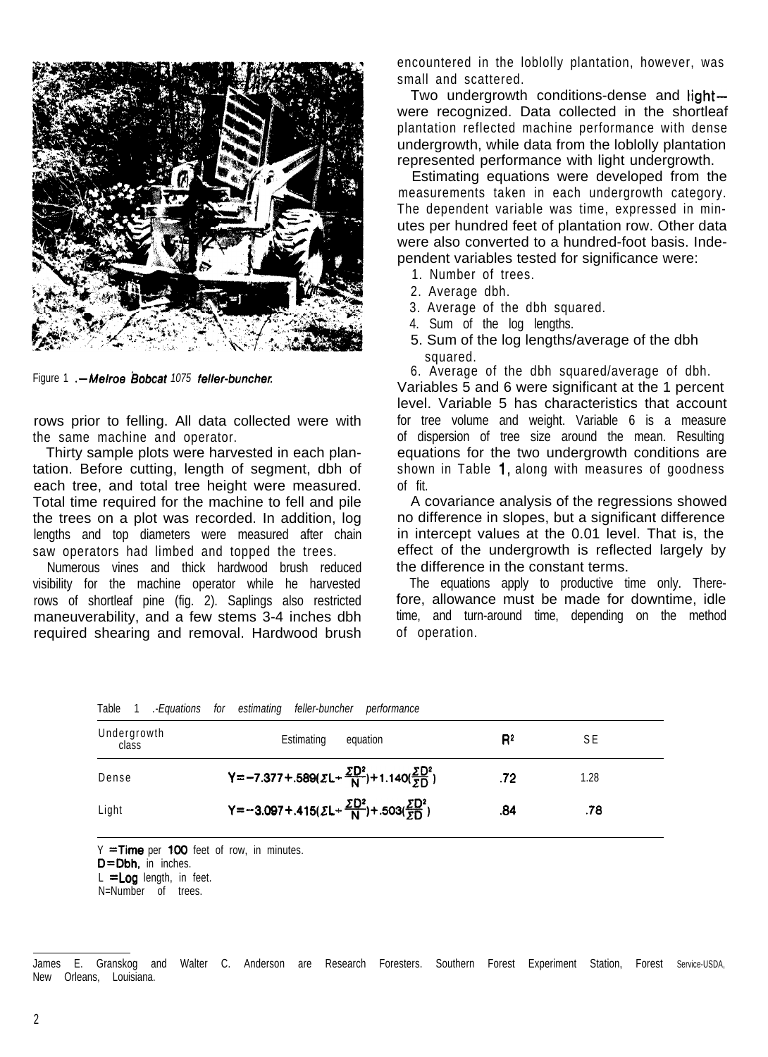Figure 1 .—*Melroe Bobcat 1075 feller-buncher.*

rows prior to felling. All data collected were with the same machine and operator.

Thirty sample plots were harvested in each plantation. Before cutting, length of segment, dbh of each tree, and total tree height were measured. Total time required for the machine to fell and pile the trees on a plot was recorded. In addition, log lengths and top diameters were measured after chain saw operators had limbed and topped the trees.

Numerous vines and thick hardwood brush reduced visibility for the machine operator while he harvested rows of shortleaf pine (fig. 2). Saplings also restricted maneuverability, and a few stems 3-4 inches dbh required shearing and removal. Hardwood brush encountered in the loblolly plantation, however, was small and scattered.

Two undergrowth conditions-dense and light—were recognized. Data collected in the shortleaf plantation reflected machine performance with dense undergrowth, while data from the loblolly plantation represented performance with light undergrowth.

Estimating equations were developed from the measurements taken in each undergrowth category. The dependent variable was time, expressed in minutes per hundred feet of plantation row. Other data were also converted to a hundred-foot basis. Independent variables tested for significance were:

1. Number of trees.
2. Average dbh.
3. Average of the dbh squared.
4. Sum of the log lengths.
5. Sum of the log lengths/average of the dbh squared.
6. Average of the dbh squared/average of dbh.

Variables 5 and 6 were significant at the 1 percent level. Variable 5 has characteristics that account for tree volume and weight. Variable 6 is a measure of dispersion of tree size around the mean. Resulting equations for the two undergrowth conditions are shown in Table 1, along with measures of goodness of fit.

A covariance analysis of the regressions showed no difference in slopes, but a significant difference in intercept values at the 0.01 level. That is, the effect of the undergrowth is reflected largely by the difference in the constant terms.

The equations apply to productive time only. Therefore, allowance must be made for downtime, idle time, and turn-around time, depending on the method of operation.

Table 1 .-*Equations for estimating feller-buncher performance*

| Undergrowth class | Estimating equation | $R^2$ | SE |
|---|---|---|---|
| Dense | $Y = -7.377 + .589(\Sigma L \div \frac{\Sigma D^2}{N}) + 1.140(\frac{\Sigma D^2}{\Sigma D})$ | .72 | 1.28 |
| Light | $Y = -3.097 + .415(\Sigma L \div \frac{\Sigma D^2}{N}) + .503(\frac{\Sigma D^2}{\Sigma D})$ | .84 | .78 |

Y = Time per 100 feet of row, in minutes.
D = Dbh, in inches.
L = Log length, in feet.
N = Number of trees.

---

James E. Granskog and Walter C. Anderson are Research Foresters. Southern Forest Experiment Station, Forest Service-USDA, New Orleans, Louisiana.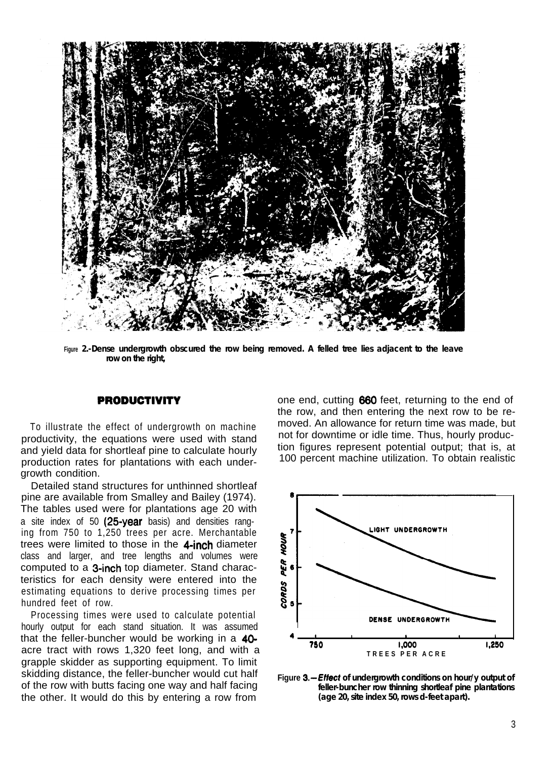Figure 2.-Dense undergrowth obscured the row being removed. A felled tree lies adjacent to the leave row on the right,

## PRODUCTIVITY

To illustrate the effect of undergrowth on machine productivity, the equations were used with stand and yield data for shortleaf pine to calculate hourly production rates for plantations with each undergrowth condition.

Detailed stand structures for unthinned shortleaf pine are available from Smalley and Bailey (1974). The tables used were for plantations age 20 with a site index of 50 (25-year basis) and densities ranging from 750 to 1,250 trees per acre. Merchantable trees were limited to those in the 4-inch diameter class and larger, and tree lengths and volumes were computed to a 3-inch top diameter. Stand characteristics for each density were entered into the estimating equations to derive processing times per hundred feet of row.

Processing times were used to calculate potential hourly output for each stand situation. It was assumed that the feller-buncher would be working in a 40-acre tract with rows 1,320 feet long, and with a grapple skidder as supporting equipment. To limit skidding distance, the feller-buncher would cut half of the row with butts facing one way and half facing the other. It would do this by entering a row from one end, cutting 660 feet, returning to the end of the row, and then entering the next row to be removed. An allowance for return time was made, but not for downtime or idle time. Thus, hourly production figures represent potential output; that is, at 100 percent machine utilization. To obtain realistic

Figure 3.—*Effect* of undergrowth conditions on hourly output of feller-buncher row thinning shortleaf pine plantations (age 20, site index 50, rows d-feet apart).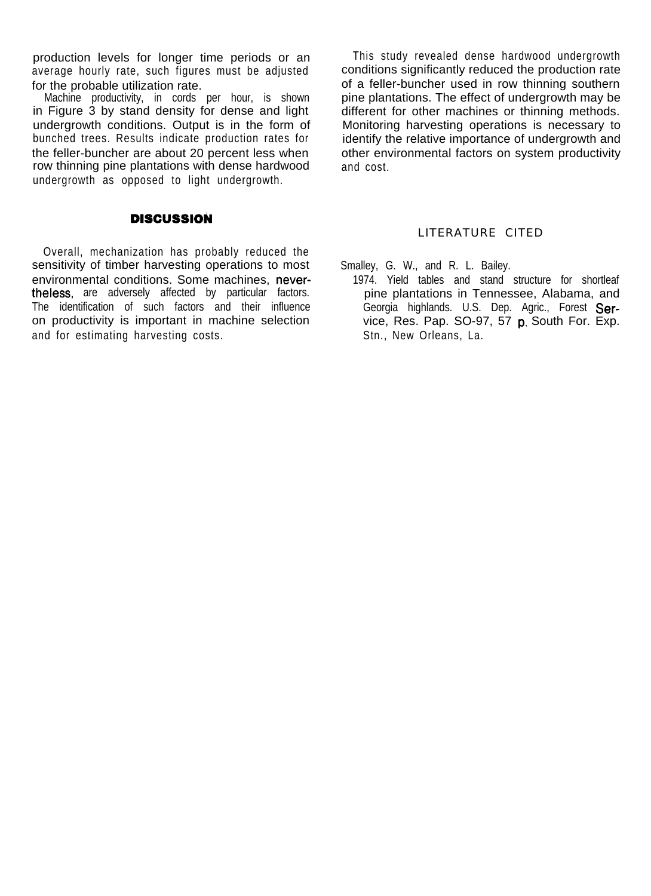production levels for longer time periods or an average hourly rate, such figures must be adjusted for the probable utilization rate.

Machine productivity, in cords per hour, is shown in Figure 3 by stand density for dense and light undergrowth conditions. Output is in the form of bunched trees. Results indicate production rates for the feller-buncher are about 20 percent less when row thinning pine plantations with dense hardwood undergrowth as opposed to light undergrowth.

## DISCUSSION

Overall, mechanization has probably reduced the sensitivity of timber harvesting operations to most environmental conditions. Some machines, nevertheless, are adversely affected by particular factors. The identification of such factors and their influence on productivity is important in machine selection and for estimating harvesting costs.

This study revealed dense hardwood undergrowth conditions significantly reduced the production rate of a feller-buncher used in row thinning southern pine plantations. The effect of undergrowth may be different for other machines or thinning methods. Monitoring harvesting operations is necessary to identify the relative importance of undergrowth and other environmental factors on system productivity and cost.

## LITERATURE CITED

Smalley, G. W., and R. L. Bailey.
1974. Yield tables and stand structure for shortleaf pine plantations in Tennessee, Alabama, and Georgia highlands. U.S. Dep. Agric., Forest Service, Res. Pap. SO-97, 57 p. South For. Exp. Stn., New Orleans, La.